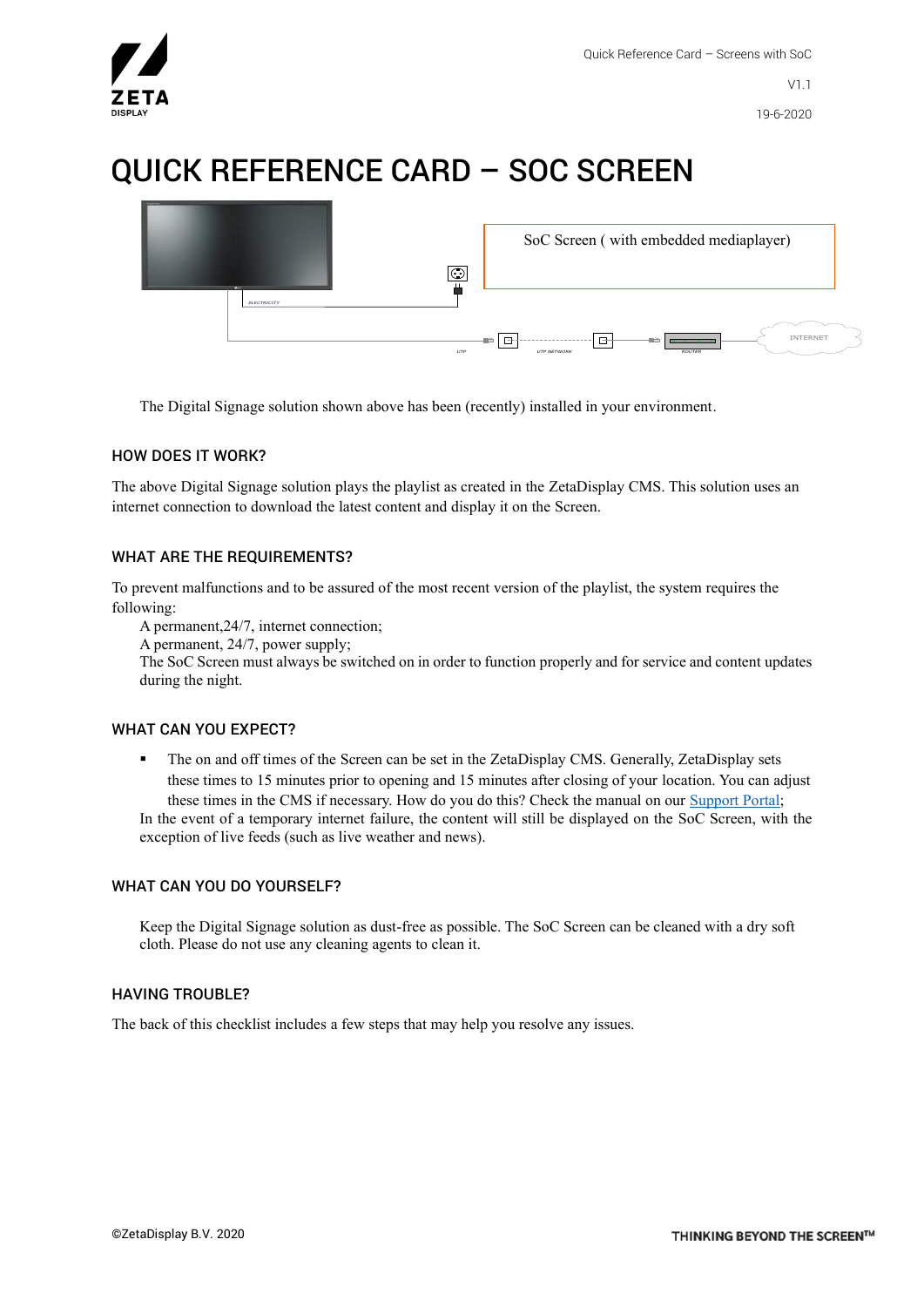# QUICK REFERENCE CARD – SOC SCREEN

SoC Screen ( with embedded mediaplayer)

The Digital Signage solution shown above has been (recently) installed in your environment.

## HOW DOES IT WORK?

The above Digital Signage solution plays the playlist as created in the ZetaDisplay CMS. This solution uses an internet connection to download the latest content and display it on the Screen.

## WHAT ARE THE REQUIREMENTS?

To prevent malfunctions and to be assured of the most recent version of the playlist, the system requires the following:

A permanent,24/7, internet connection;
A permanent, 24/7, power supply;
The SoC Screen must always be switched on in order to function properly and for service and content updates during the night.

## WHAT CAN YOU EXPECT?

- The on and off times of the Screen can be set in the ZetaDisplay CMS. Generally, ZetaDisplay sets these times to 15 minutes prior to opening and 15 minutes after closing of your location. You can adjust these times in the CMS if necessary. How do you do this? Check the manual on our Support Portal;

In the event of a temporary internet failure, the content will still be displayed on the SoC Screen, with the exception of live feeds (such as live weather and news).

## WHAT CAN YOU DO YOURSELF?

Keep the Digital Signage solution as dust-free as possible. The SoC Screen can be cleaned with a dry soft cloth. Please do not use any cleaning agents to clean it.

## HAVING TROUBLE?

The back of this checklist includes a few steps that may help you resolve any issues.

©ZetaDisplay B.V. 2020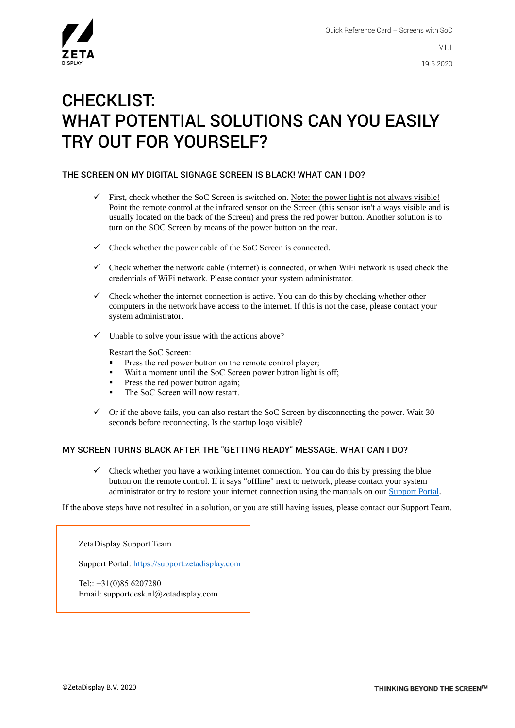# CHECKLIST: WHAT POTENTIAL SOLUTIONS CAN YOU EASILY TRY OUT FOR YOURSELF?

## THE SCREEN ON MY DIGITAL SIGNAGE SCREEN IS BLACK! WHAT CAN I DO?

- ✓ First, check whether the SoC Screen is switched on. Note: the power light is not always visible! Point the remote control at the infrared sensor on the Screen (this sensor isn't always visible and is usually located on the back of the Screen) and press the red power button. Another solution is to turn on the SOC Screen by means of the power button on the rear.

- ✓ Check whether the power cable of the SoC Screen is connected.

- ✓ Check whether the network cable (internet) is connected, or when WiFi network is used check the credentials of WiFi network. Please contact your system administrator.

- ✓ Check whether the internet connection is active. You can do this by checking whether other computers in the network have access to the internet. If this is not the case, please contact your system administrator.

- ✓ Unable to solve your issue with the actions above?

  Restart the SoC Screen:
  - Press the red power button on the remote control player;
  - Wait a moment until the SoC Screen power button light is off;
  - Press the red power button again;
  - The SoC Screen will now restart.

- ✓ Or if the above fails, you can also restart the SoC Screen by disconnecting the power. Wait 30 seconds before reconnecting. Is the startup logo visible?

## MY SCREEN TURNS BLACK AFTER THE "GETTING READY" MESSAGE. WHAT CAN I DO?

- ✓ Check whether you have a working internet connection. You can do this by pressing the blue button on the remote control. If it says "offline" next to network, please contact your system administrator or try to restore your internet connection using the manuals on our Support Portal.

If the above steps have not resulted in a solution, or you are still having issues, please contact our Support Team.

ZetaDisplay Support Team

Support Portal: https://support.zetadisplay.com

Tel:: +31(0)85 6207280
Email: supportdesk.nl@zetadisplay.com